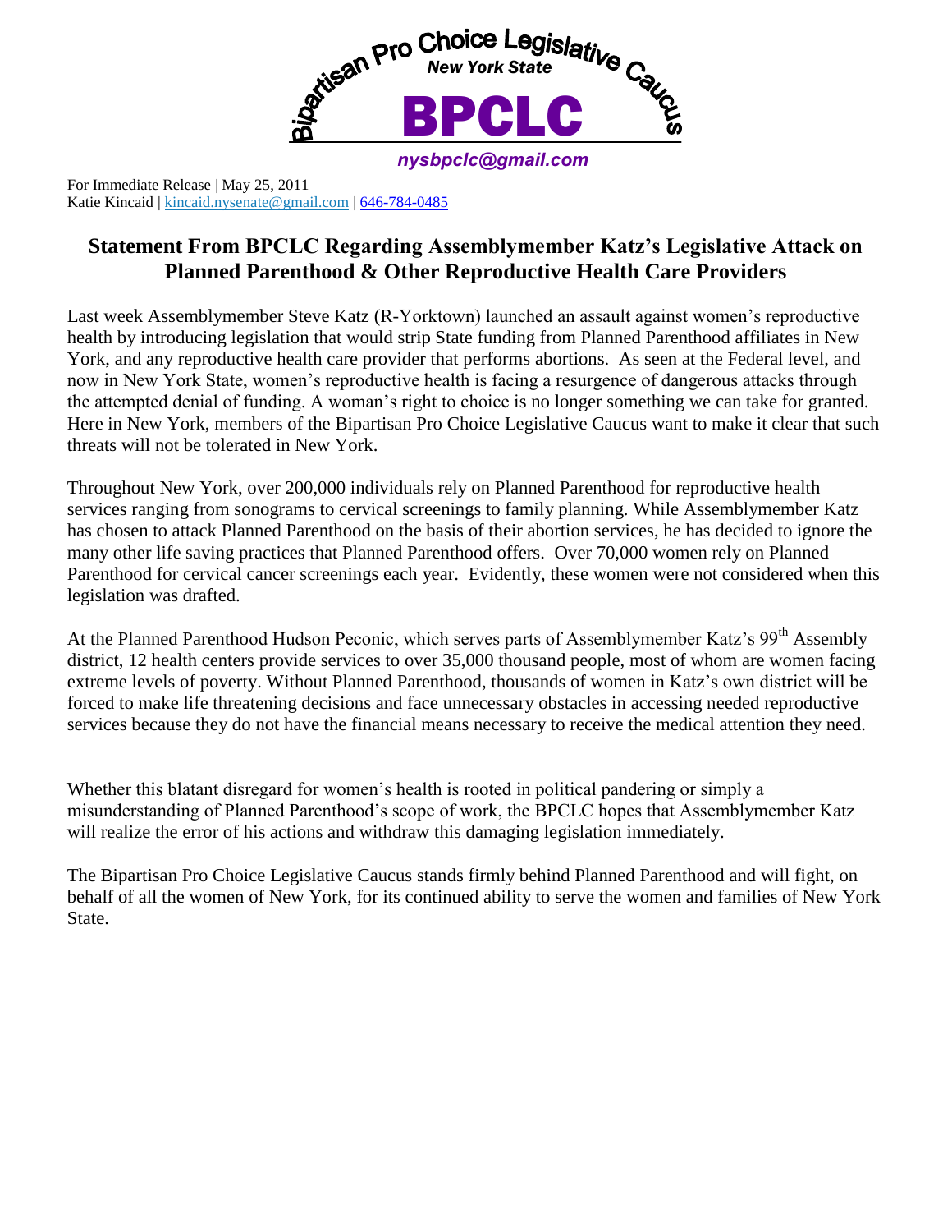Bipartisan Pro Choice Legislative Caucus

*New York State*

**BPCLC**

*nysbpclc@gmail.com*

For Immediate Release | May 25, 2011
Katie Kincaid | kincaid.nysenate@gmail.com | 646-784-0485

## Statement From BPCLC Regarding Assemblymember Katz's Legislative Attack on Planned Parenthood & Other Reproductive Health Care Providers

Last week Assemblymember Steve Katz (R-Yorktown) launched an assault against women's reproductive health by introducing legislation that would strip State funding from Planned Parenthood affiliates in New York, and any reproductive health care provider that performs abortions. As seen at the Federal level, and now in New York State, women's reproductive health is facing a resurgence of dangerous attacks through the attempted denial of funding. A woman's right to choice is no longer something we can take for granted. Here in New York, members of the Bipartisan Pro Choice Legislative Caucus want to make it clear that such threats will not be tolerated in New York.

Throughout New York, over 200,000 individuals rely on Planned Parenthood for reproductive health services ranging from sonograms to cervical screenings to family planning. While Assemblymember Katz has chosen to attack Planned Parenthood on the basis of their abortion services, he has decided to ignore the many other life saving practices that Planned Parenthood offers. Over 70,000 women rely on Planned Parenthood for cervical cancer screenings each year. Evidently, these women were not considered when this legislation was drafted.

At the Planned Parenthood Hudson Peconic, which serves parts of Assemblymember Katz's 99th Assembly district, 12 health centers provide services to over 35,000 thousand people, most of whom are women facing extreme levels of poverty. Without Planned Parenthood, thousands of women in Katz's own district will be forced to make life threatening decisions and face unnecessary obstacles in accessing needed reproductive services because they do not have the financial means necessary to receive the medical attention they need.

Whether this blatant disregard for women's health is rooted in political pandering or simply a misunderstanding of Planned Parenthood's scope of work, the BPCLC hopes that Assemblymember Katz will realize the error of his actions and withdraw this damaging legislation immediately.

The Bipartisan Pro Choice Legislative Caucus stands firmly behind Planned Parenthood and will fight, on behalf of all the women of New York, for its continued ability to serve the women and families of New York State.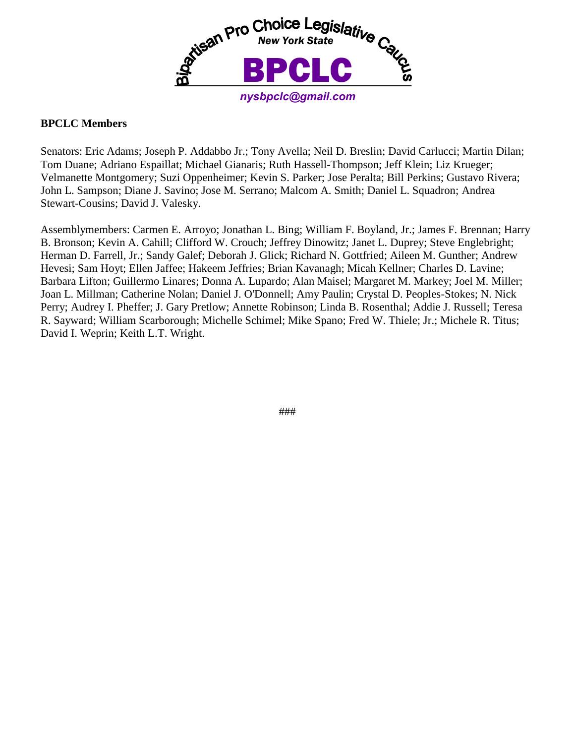Bipartisan Pro Choice Legislative Caucus
*New York State*

**BPCLC**

*nysbpclc@gmail.com*

**BPCLC Members**

Senators: Eric Adams; Joseph P. Addabbo Jr.; Tony Avella; Neil D. Breslin; David Carlucci; Martin Dilan; Tom Duane; Adriano Espaillat; Michael Gianaris; Ruth Hassell-Thompson; Jeff Klein; Liz Krueger; Velmanette Montgomery; Suzi Oppenheimer; Kevin S. Parker; Jose Peralta; Bill Perkins; Gustavo Rivera; John L. Sampson; Diane J. Savino; Jose M. Serrano; Malcom A. Smith; Daniel L. Squadron; Andrea Stewart-Cousins; David J. Valesky.

Assemblymembers: Carmen E. Arroyo; Jonathan L. Bing; William F. Boyland, Jr.; James F. Brennan; Harry B. Bronson; Kevin A. Cahill; Clifford W. Crouch; Jeffrey Dinowitz; Janet L. Duprey; Steve Englebright; Herman D. Farrell, Jr.; Sandy Galef; Deborah J. Glick; Richard N. Gottfried; Aileen M. Gunther; Andrew Hevesi; Sam Hoyt; Ellen Jaffee; Hakeem Jeffries; Brian Kavanagh; Micah Kellner; Charles D. Lavine; Barbara Lifton; Guillermo Linares; Donna A. Lupardo; Alan Maisel; Margaret M. Markey; Joel M. Miller; Joan L. Millman; Catherine Nolan; Daniel J. O'Donnell; Amy Paulin; Crystal D. Peoples-Stokes; N. Nick Perry; Audrey I. Pheffer; J. Gary Pretlow; Annette Robinson; Linda B. Rosenthal; Addie J. Russell; Teresa R. Sayward; William Scarborough; Michelle Schimel; Mike Spano; Fred W. Thiele; Jr.; Michele R. Titus; David I. Weprin; Keith L.T. Wright.

###